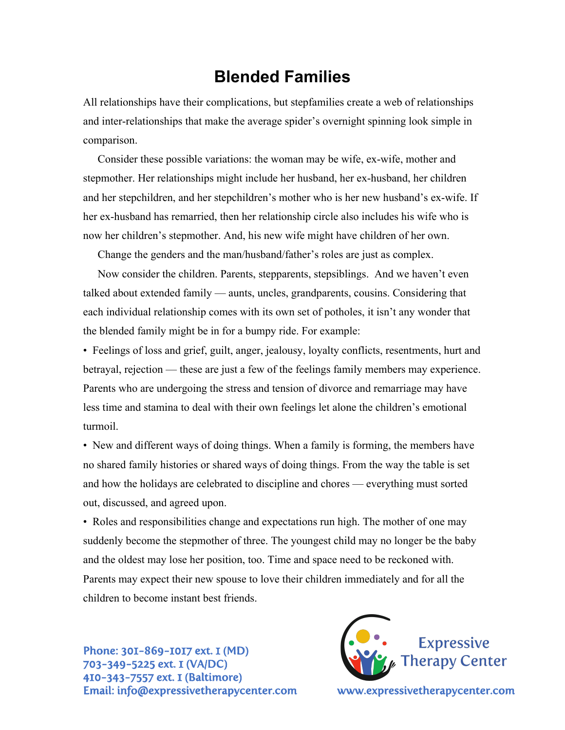# Blended Families

All relationships have their complications, but stepfamilies create a web of relationships and inter-relationships that make the average spider's overnight spinning look simple in comparison.

Consider these possible variations: the woman may be wife, ex-wife, mother and stepmother. Her relationships might include her husband, her ex-husband, her children and her stepchildren, and her stepchildren's mother who is her new husband's ex-wife. If her ex-husband has remarried, then her relationship circle also includes his wife who is now her children's stepmother. And, his new wife might have children of her own.

Change the genders and the man/husband/father's roles are just as complex.

Now consider the children. Parents, stepparents, stepsiblings. And we haven't even talked about extended family — aunts, uncles, grandparents, cousins. Considering that each individual relationship comes with its own set of potholes, it isn't any wonder that the blended family might be in for a bumpy ride. For example:

- Feelings of loss and grief, guilt, anger, jealousy, loyalty conflicts, resentments, hurt and betrayal, rejection — these are just a few of the feelings family members may experience. Parents who are undergoing the stress and tension of divorce and remarriage may have less time and stamina to deal with their own feelings let alone the children's emotional turmoil.
- New and different ways of doing things. When a family is forming, the members have no shared family histories or shared ways of doing things. From the way the table is set and how the holidays are celebrated to discipline and chores — everything must sorted out, discussed, and agreed upon.
- Roles and responsibilities change and expectations run high. The mother of one may suddenly become the stepmother of three. The youngest child may no longer be the baby and the oldest may lose her position, too. Time and space need to be reckoned with. Parents may expect their new spouse to love their children immediately and for all the children to become instant best friends.

Phone: 301-869-1017 ext. 1 (MD)
703-349-5225 ext. 1 (VA/DC)
410-343-7557 ext. 1 (Baltimore)
Email: info@expressivetherapycenter.com

Expressive Therapy Center
www.expressivetherapycenter.com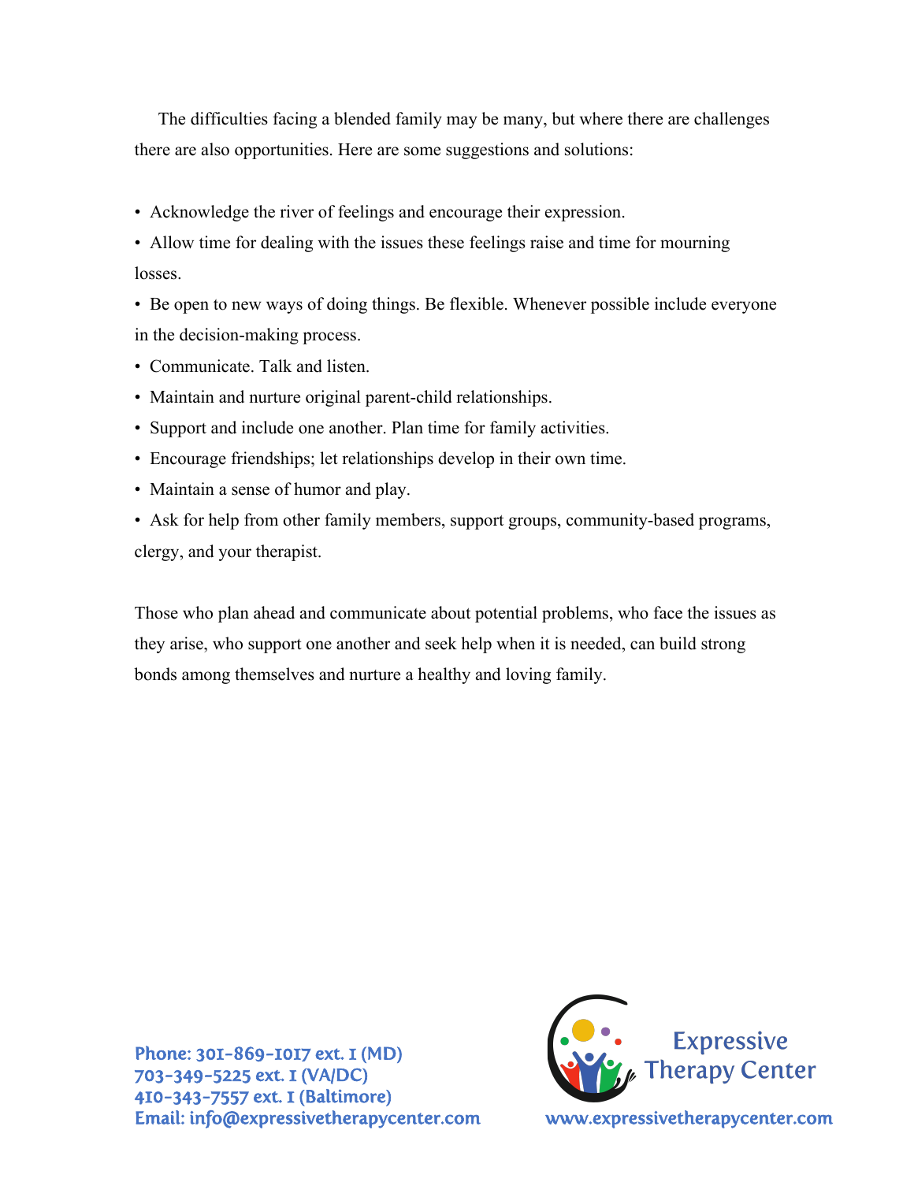The difficulties facing a blended family may be many, but where there are challenges there are also opportunities. Here are some suggestions and solutions:

- Acknowledge the river of feelings and encourage their expression.
- Allow time for dealing with the issues these feelings raise and time for mourning losses.
- Be open to new ways of doing things. Be flexible. Whenever possible include everyone in the decision-making process.
- Communicate. Talk and listen.
- Maintain and nurture original parent-child relationships.
- Support and include one another. Plan time for family activities.
- Encourage friendships; let relationships develop in their own time.
- Maintain a sense of humor and play.
- Ask for help from other family members, support groups, community-based programs, clergy, and your therapist.

Those who plan ahead and communicate about potential problems, who face the issues as they arise, who support one another and seek help when it is needed, can build strong bonds among themselves and nurture a healthy and loving family.

Phone: 301-869-1017 ext. 1 (MD)
703-349-5225 ext. 1 (VA/DC)
410-343-7557 ext. 1 (Baltimore)
Email: info@expressivetherapycenter.com

Expressive Therapy Center
www.expressivetherapycenter.com